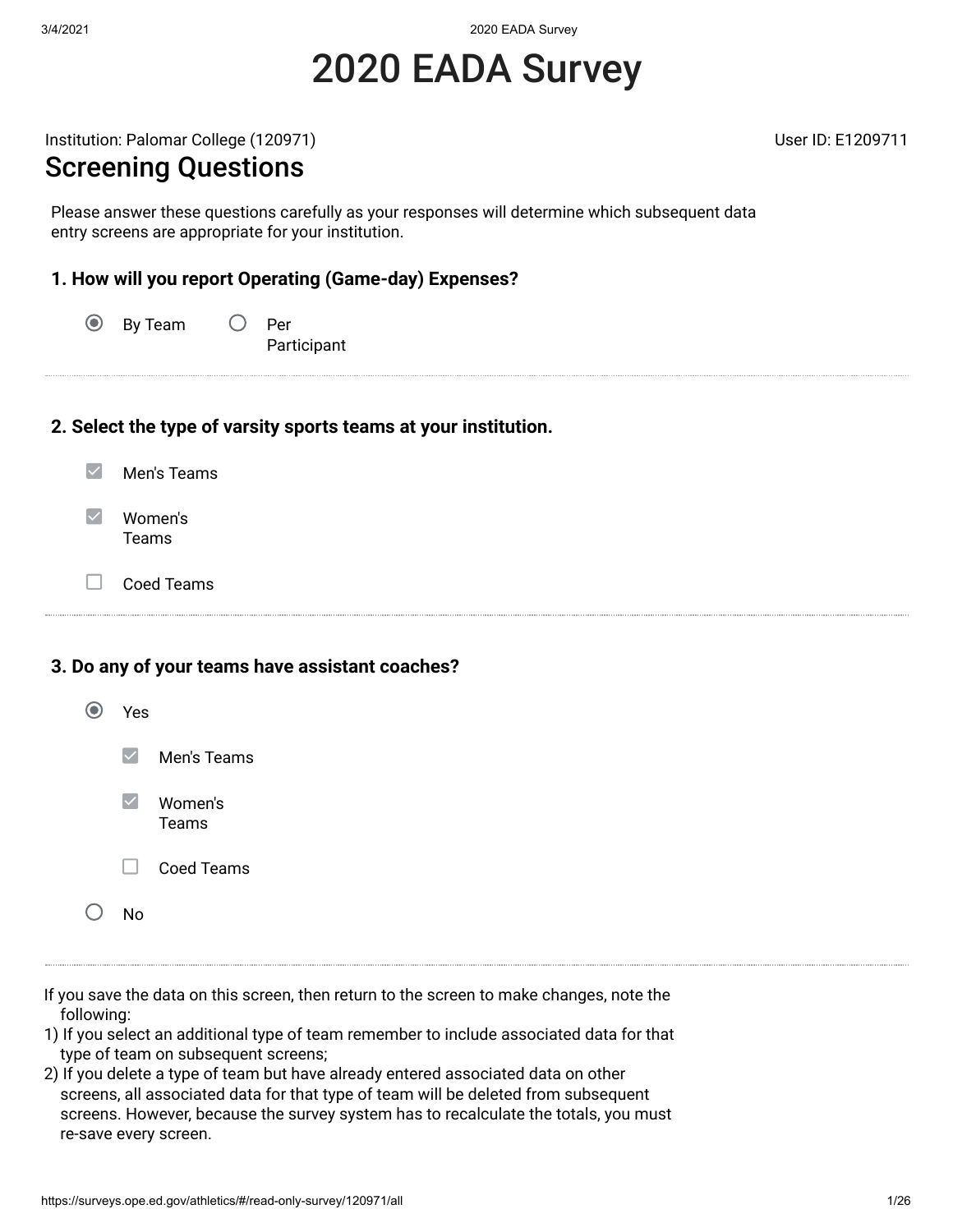# 2020 EADA Survey

Institution: Palomar College (120971)

User ID: E1209711

## Screening Questions

Please answer these questions carefully as your responses will determine which subsequent data entry screens are appropriate for your institution.

### 1. How will you report Operating (Game-day) Expenses?

- (●) By Team
- ( ) Per Participant

---

### 2. Select the type of varsity sports teams at your institution.

- [x] Men's Teams
- [x] Women's Teams
- [ ] Coed Teams

---

### 3. Do any of your teams have assistant coaches?

- (●) Yes
  - [x] Men's Teams
  - [x] Women's Teams
  - [ ] Coed Teams
- ( ) No

---

If you save the data on this screen, then return to the screen to make changes, note the following:

1) If you select an additional type of team remember to include associated data for that type of team on subsequent screens;
2) If you delete a type of team but have already entered associated data on other screens, all associated data for that type of team will be deleted from subsequent screens. However, because the survey system has to recalculate the totals, you must re-save every screen.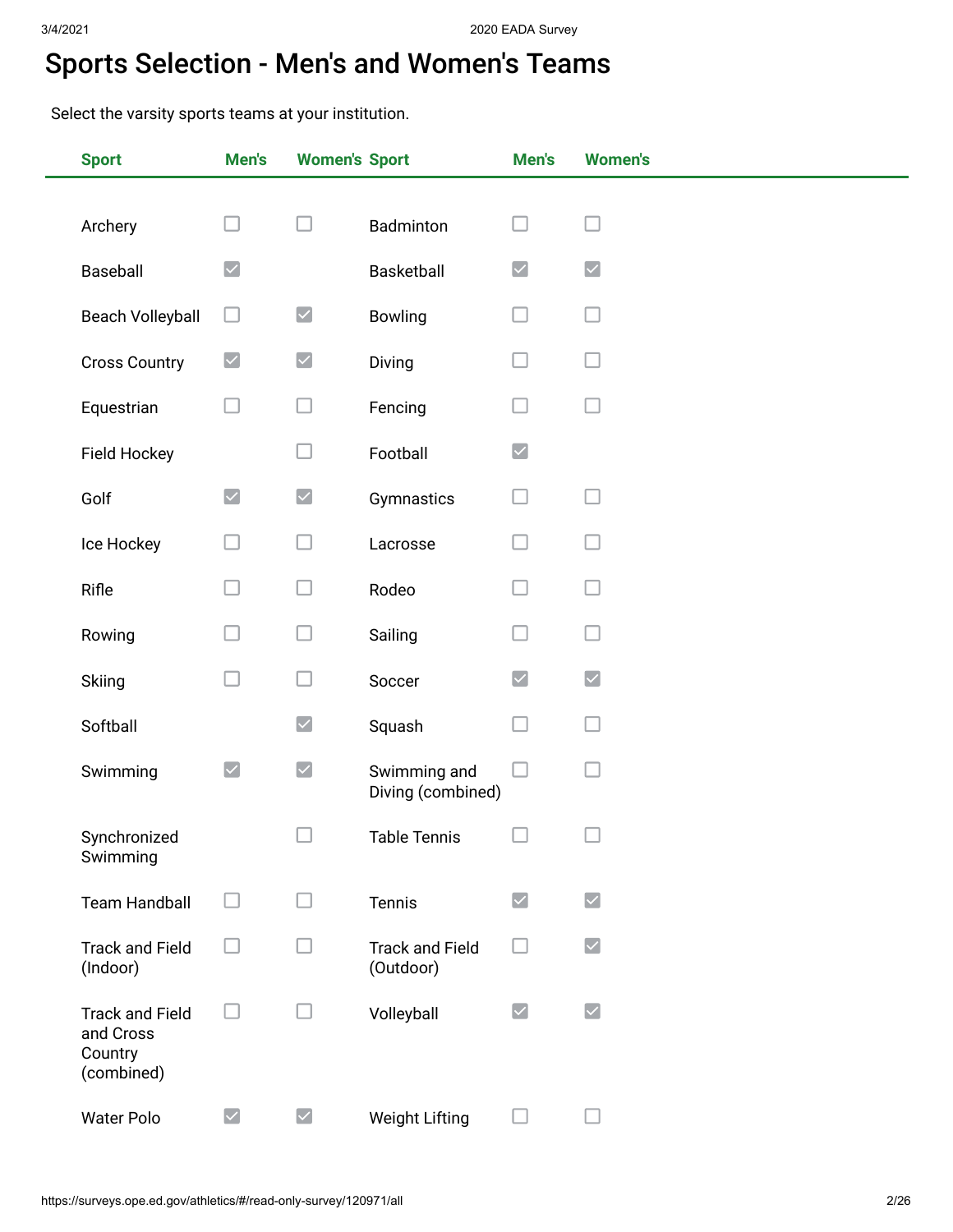# Sports Selection - Men's and Women's Teams

Select the varsity sports teams at your institution.

| Sport | Men's | Women's | Sport | Men's | Women's |
|---|---|---|---|---|---|
| Archery | ☐ | ☐ | Badminton | ☐ | ☐ |
| Baseball | ☑ | | Basketball | ☑ | ☑ |
| Beach Volleyball | ☐ | ☑ | Bowling | ☐ | ☐ |
| Cross Country | ☑ | ☑ | Diving | ☐ | ☐ |
| Equestrian | ☐ | ☐ | Fencing | ☐ | ☐ |
| Field Hockey | | ☐ | Football | ☑ | |
| Golf | ☑ | ☑ | Gymnastics | ☐ | ☐ |
| Ice Hockey | ☐ | ☐ | Lacrosse | ☐ | ☐ |
| Rifle | ☐ | ☐ | Rodeo | ☐ | ☐ |
| Rowing | ☐ | ☐ | Sailing | ☐ | ☐ |
| Skiing | ☐ | ☐ | Soccer | ☑ | ☑ |
| Softball | | ☑ | Squash | ☐ | ☐ |
| Swimming | ☑ | ☑ | Swimming and Diving (combined) | ☐ | ☐ |
| Synchronized Swimming | | ☐ | Table Tennis | ☐ | ☐ |
| Team Handball | ☐ | ☐ | Tennis | ☑ | ☑ |
| Track and Field (Indoor) | ☐ | ☐ | Track and Field (Outdoor) | ☐ | ☑ |
| Track and Field and Cross Country (combined) | ☐ | ☐ | Volleyball | ☑ | ☑ |
| Water Polo | ☑ | ☑ | Weight Lifting | ☐ | ☐ |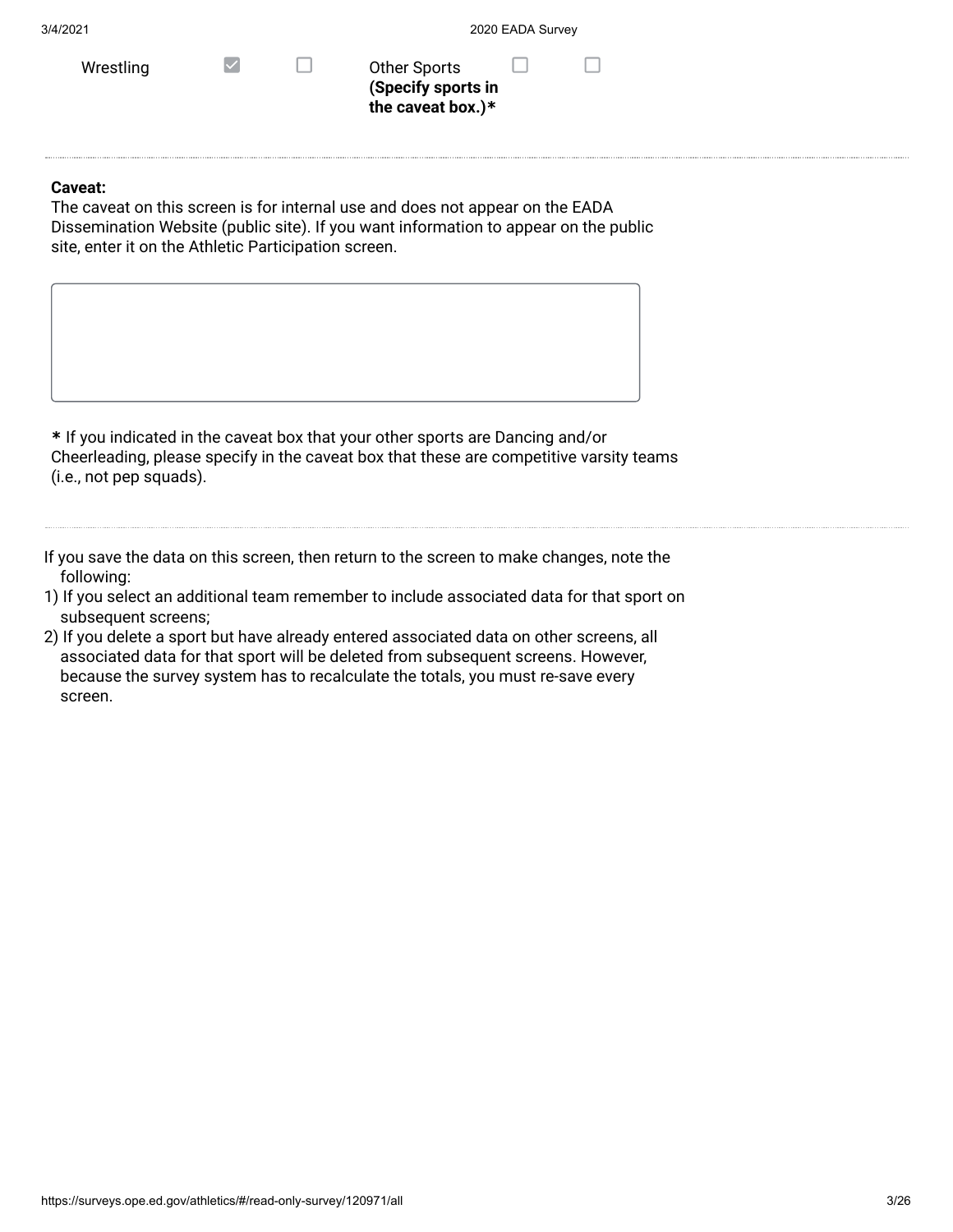| | | | | | |
|---|---|---|---|---|---|
| Wrestling | ☑ | ☐ | Other Sports **(Specify sports in the caveat box.)*** | ☐ | ☐ |

---

**Caveat:**
The caveat on this screen is for internal use and does not appear on the EADA Dissemination Website (public site). If you want information to appear on the public site, enter it on the Athletic Participation screen.

**\*** If you indicated in the caveat box that your other sports are Dancing and/or Cheerleading, please specify in the caveat box that these are competitive varsity teams (i.e., not pep squads).

---

If you save the data on this screen, then return to the screen to make changes, note the following:

1) If you select an additional team remember to include associated data for that sport on subsequent screens;
2) If you delete a sport but have already entered associated data on other screens, all associated data for that sport will be deleted from subsequent screens. However, because the survey system has to recalculate the totals, you must re-save every screen.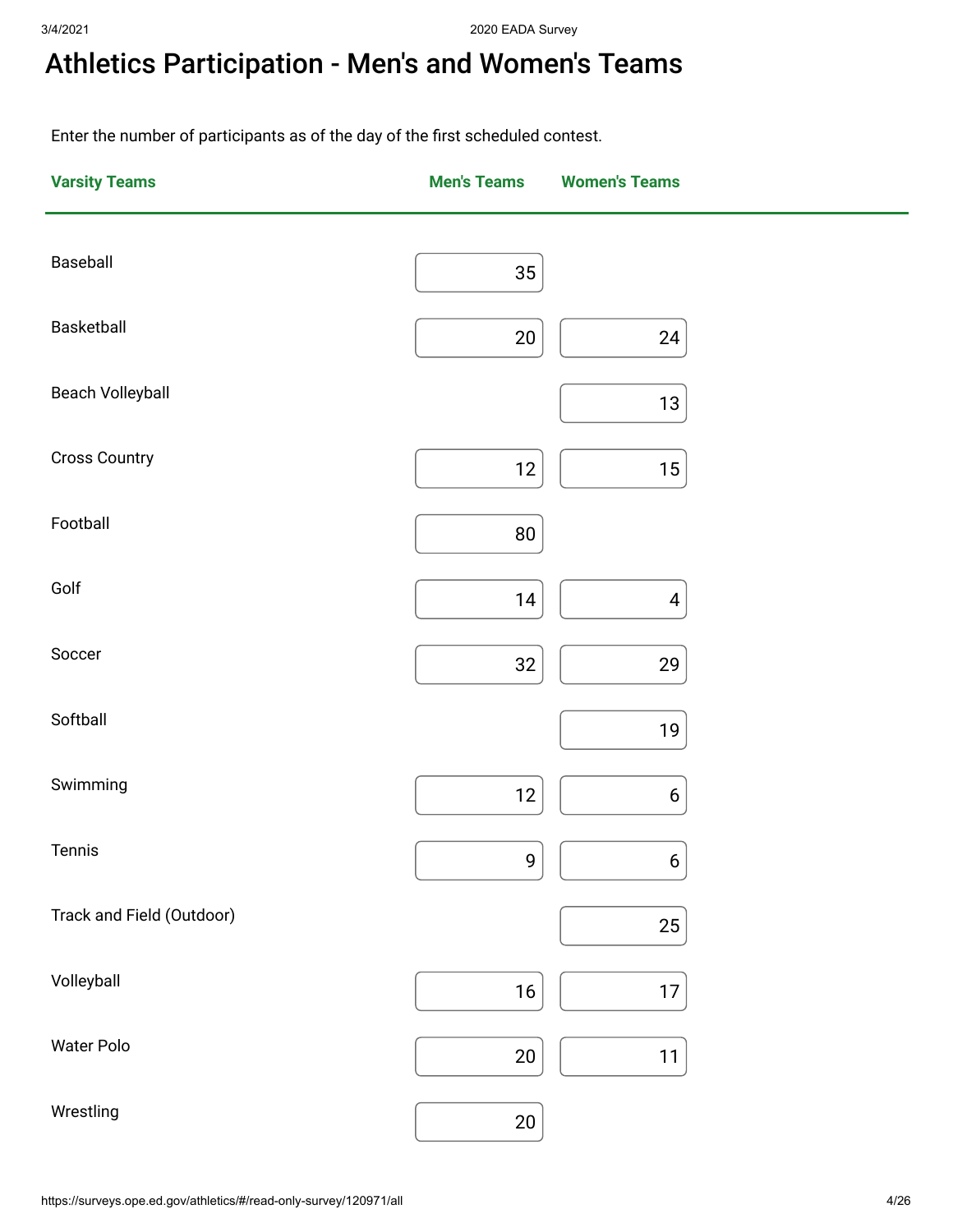# Athletics Participation - Men's and Women's Teams

Enter the number of participants as of the day of the first scheduled contest.

| Varsity Teams | Men's Teams | Women's Teams |
|---|---|---|
| Baseball | 35 | |
| Basketball | 20 | 24 |
| Beach Volleyball | | 13 |
| Cross Country | 12 | 15 |
| Football | 80 | |
| Golf | 14 | 4 |
| Soccer | 32 | 29 |
| Softball | | 19 |
| Swimming | 12 | 6 |
| Tennis | 9 | 6 |
| Track and Field (Outdoor) | | 25 |
| Volleyball | 16 | 17 |
| Water Polo | 20 | 11 |
| Wrestling | 20 | |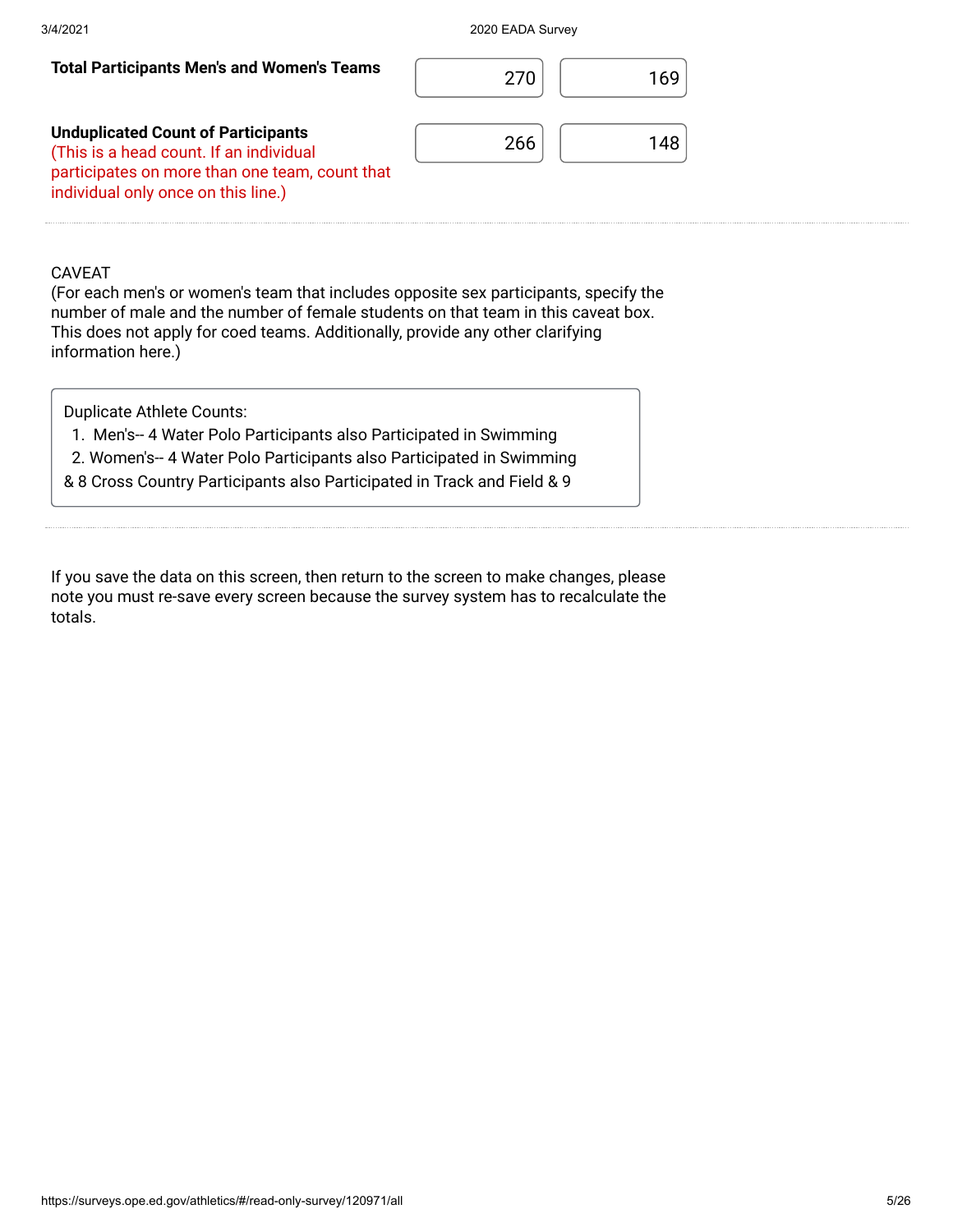| | | |
|---|---|---|
| **Total Participants Men's and Women's Teams** | 270 | 169 |
| **Unduplicated Count of Participants** (This is a head count. If an individual participates on more than one team, count that individual only once on this line.) | 266 | 148 |

CAVEAT
(For each men's or women's team that includes opposite sex participants, specify the number of male and the number of female students on that team in this caveat box. This does not apply for coed teams. Additionally, provide any other clarifying information here.)

Duplicate Athlete Counts:
1. Men's-- 4 Water Polo Participants also Participated in Swimming
2. Women's-- 4 Water Polo Participants also Participated in Swimming
& 8 Cross Country Participants also Participated in Track and Field & 9

If you save the data on this screen, then return to the screen to make changes, please note you must re-save every screen because the survey system has to recalculate the totals.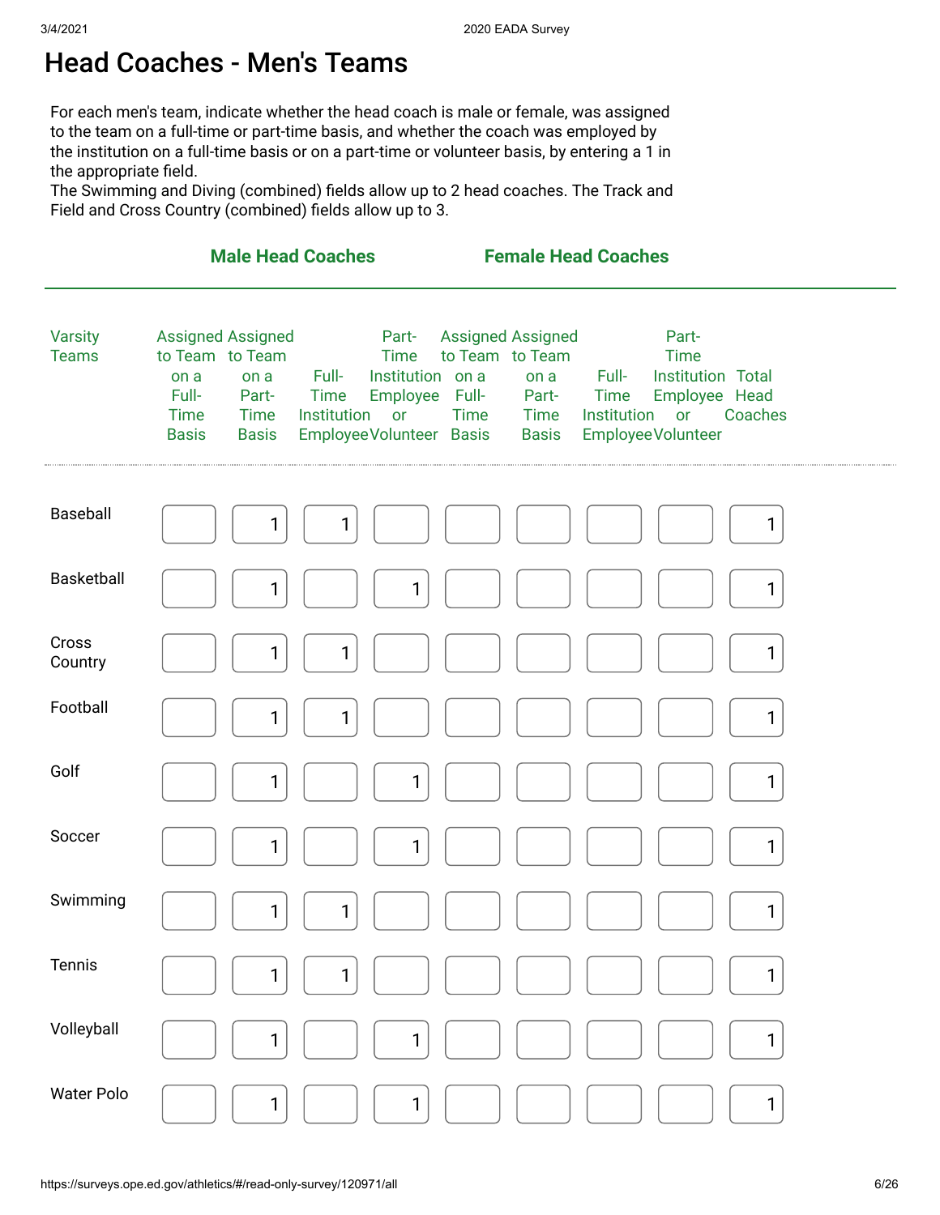# Head Coaches - Men's Teams

For each men's team, indicate whether the head coach is male or female, was assigned to the team on a full-time or part-time basis, and whether the coach was employed by the institution on a full-time basis or on a part-time or volunteer basis, by entering a 1 in the appropriate field.
The Swimming and Diving (combined) fields allow up to 2 head coaches. The Track and Field and Cross Country (combined) fields allow up to 3.

| | Male Head Coaches | | | | Female Head Coaches | | | | |
|---|---|---|---|---|---|---|---|---|---|
| Varsity Teams | Assigned to Team on a Full-Time Basis | Assigned to Team on a Part-Time Basis | Full-Time Institution Employee | Part-Time Institution Employee or Volunteer | Assigned to Team on a Full-Time Basis | Assigned to Team on a Part-Time Basis | Full-Time Institution Employee | Part-Time Institution Employee or Volunteer | Total Head Coaches |
| Baseball | | 1 | 1 | | | | | | 1 |
| Basketball | | 1 | | 1 | | | | | 1 |
| Cross Country | | 1 | 1 | | | | | | 1 |
| Football | | 1 | 1 | | | | | | 1 |
| Golf | | 1 | | 1 | | | | | 1 |
| Soccer | | 1 | | 1 | | | | | 1 |
| Swimming | | 1 | 1 | | | | | | 1 |
| Tennis | | 1 | 1 | | | | | | 1 |
| Volleyball | | 1 | | 1 | | | | | 1 |
| Water Polo | | 1 | | 1 | | | | | 1 |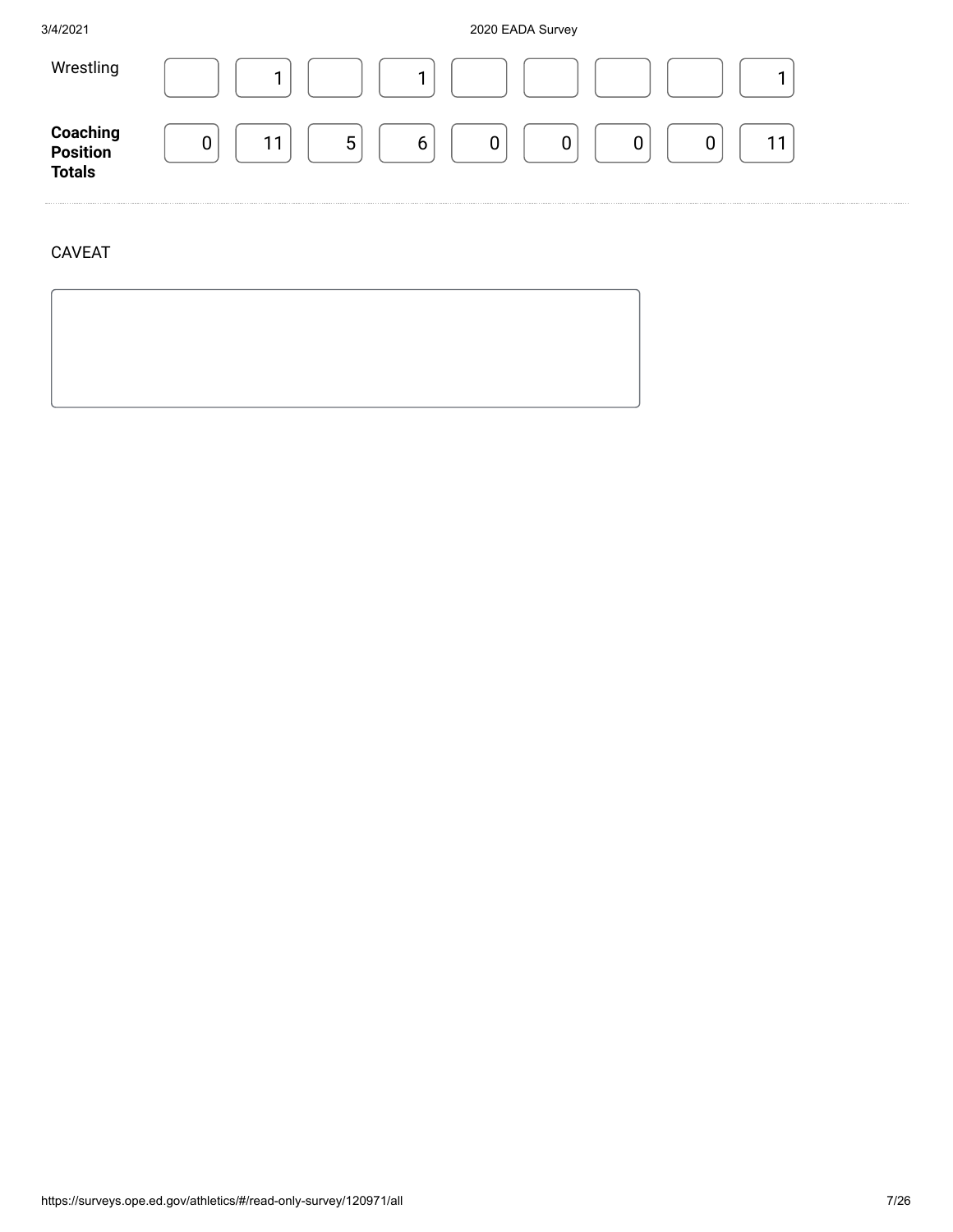| | | | | | | | | | |
|---|---|---|---|---|---|---|---|---|---|
| Wrestling | | 1 | | 1 | | | | | 1 |
| **Coaching Position Totals** | 0 | 11 | 5 | 6 | 0 | 0 | 0 | 0 | 11 |

CAVEAT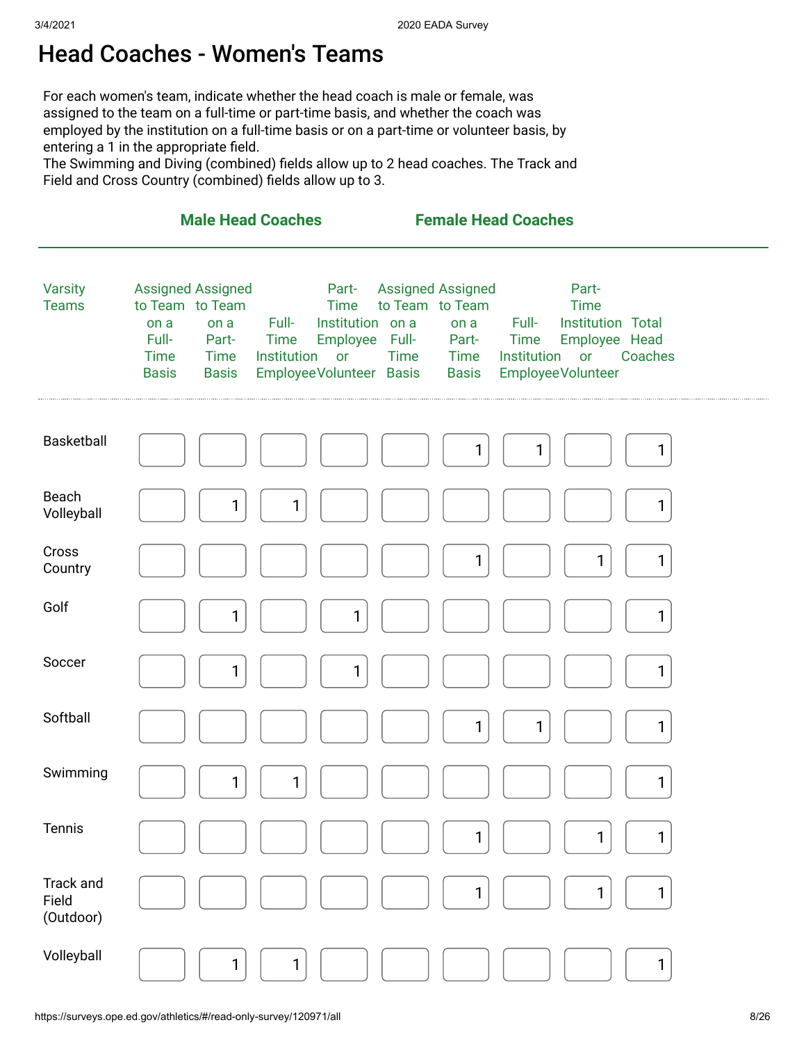# Head Coaches - Women's Teams

For each women's team, indicate whether the head coach is male or female, was assigned to the team on a full-time or part-time basis, and whether the coach was employed by the institution on a full-time basis or on a part-time or volunteer basis, by entering a 1 in the appropriate field.
The Swimming and Diving (combined) fields allow up to 2 head coaches. The Track and Field and Cross Country (combined) fields allow up to 3.

| | Male Head Coaches | | | | Female Head Coaches | | | | |
|---|---|---|---|---|---|---|---|---|---|
| Varsity Teams | Assigned to Team on a Full-Time Basis | Assigned to Team on a Part-Time Basis | Full-Time Institution Employee | Part-Time Institution Employee or Volunteer | Assigned to Team on a Full-Time Basis | Assigned to Team on a Part-Time Basis | Full-Time Institution Employee | Part-Time Institution Employee or Volunteer | Total Head Coaches |
| Basketball | | | | | | 1 | 1 | | 1 |
| Beach Volleyball | | 1 | 1 | | | | | | 1 |
| Cross Country | | | | | | 1 | | 1 | 1 |
| Golf | | 1 | | 1 | | | | | 1 |
| Soccer | | 1 | | 1 | | | | | 1 |
| Softball | | | | | | 1 | 1 | | 1 |
| Swimming | | 1 | 1 | | | | | | 1 |
| Tennis | | | | | | 1 | | 1 | 1 |
| Track and Field (Outdoor) | | | | | | 1 | | 1 | 1 |
| Volleyball | | 1 | 1 | | | | | | 1 |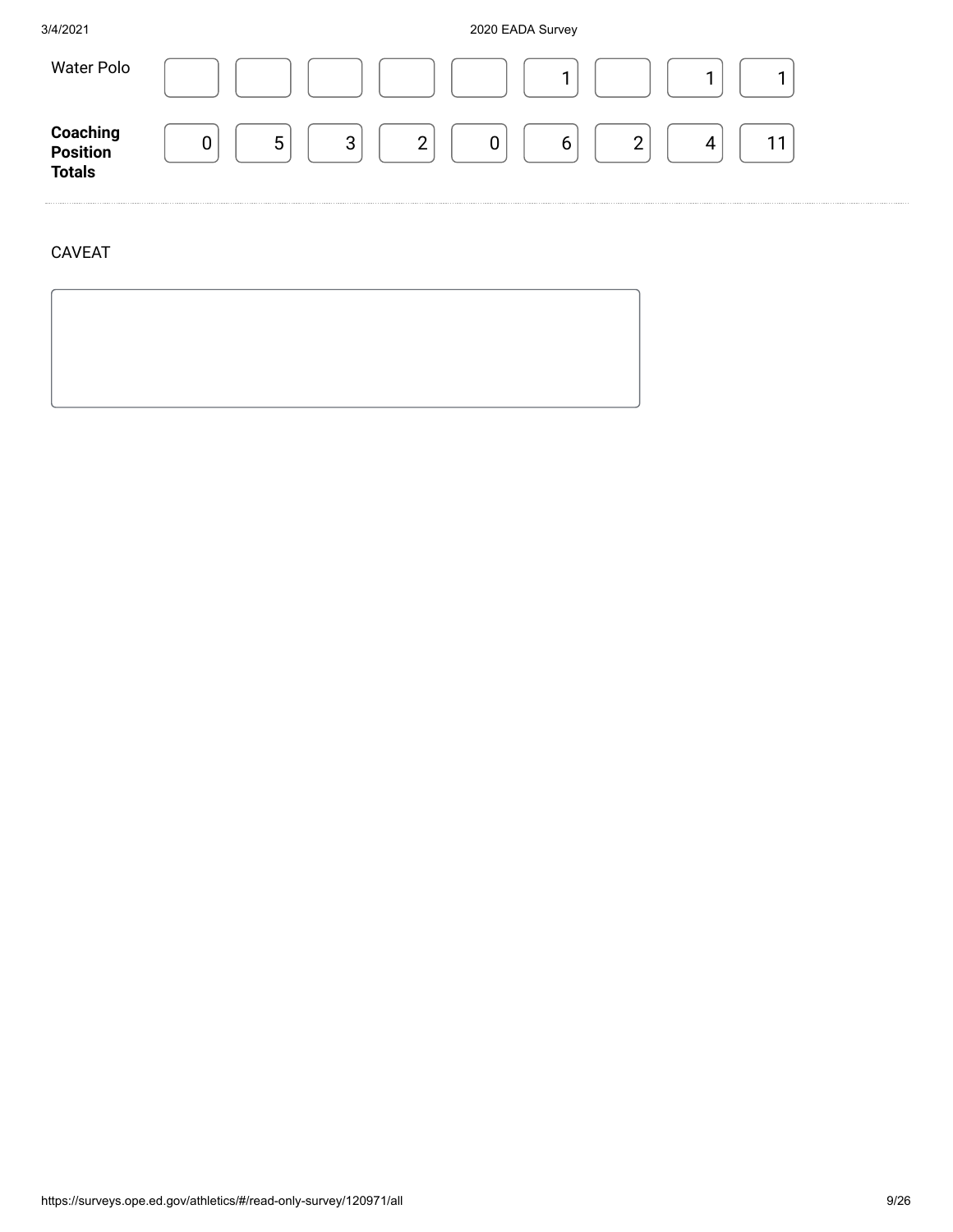| | | | | | | | | | |
|---|---|---|---|---|---|---|---|---|---|
| Water Polo | | | | | | 1 | | 1 | 1 |
| **Coaching Position Totals** | 0 | 5 | 3 | 2 | 0 | 6 | 2 | 4 | 11 |

CAVEAT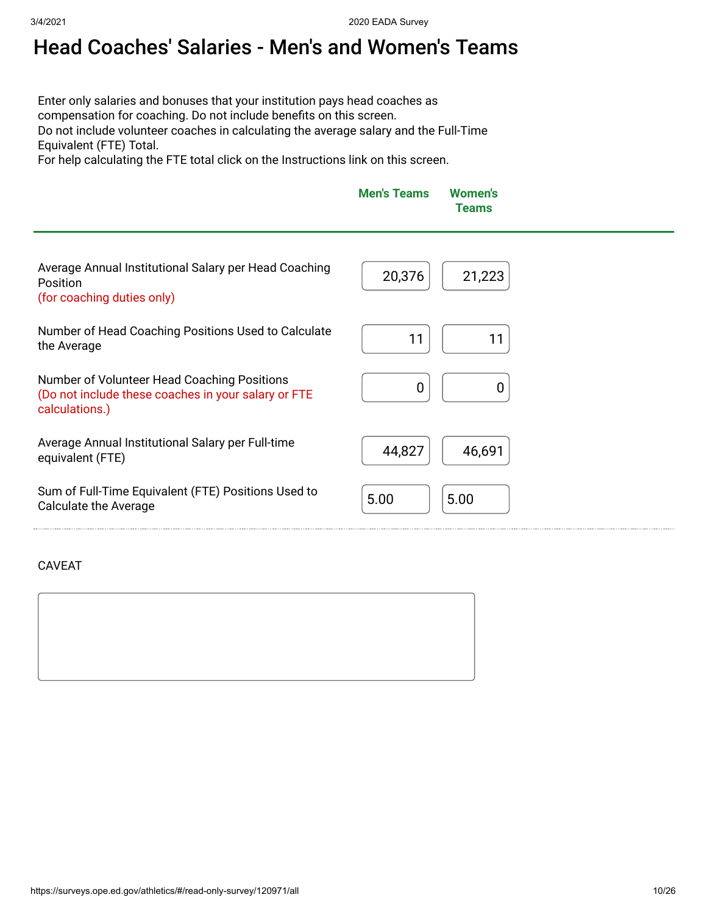# Head Coaches' Salaries - Men's and Women's Teams

Enter only salaries and bonuses that your institution pays head coaches as compensation for coaching. Do not include benefits on this screen.
Do not include volunteer coaches in calculating the average salary and the Full-Time Equivalent (FTE) Total.
For help calculating the FTE total click on the Instructions link on this screen.

| | Men's Teams | Women's Teams |
|---|---|---|
| Average Annual Institutional Salary per Head Coaching Position (for coaching duties only) | 20,376 | 21,223 |
| Number of Head Coaching Positions Used to Calculate the Average | 11 | 11 |
| Number of Volunteer Head Coaching Positions (Do not include these coaches in your salary or FTE calculations.) | 0 | 0 |
| Average Annual Institutional Salary per Full-time equivalent (FTE) | 44,827 | 46,691 |
| Sum of Full-Time Equivalent (FTE) Positions Used to Calculate the Average | 5.00 | 5.00 |

CAVEAT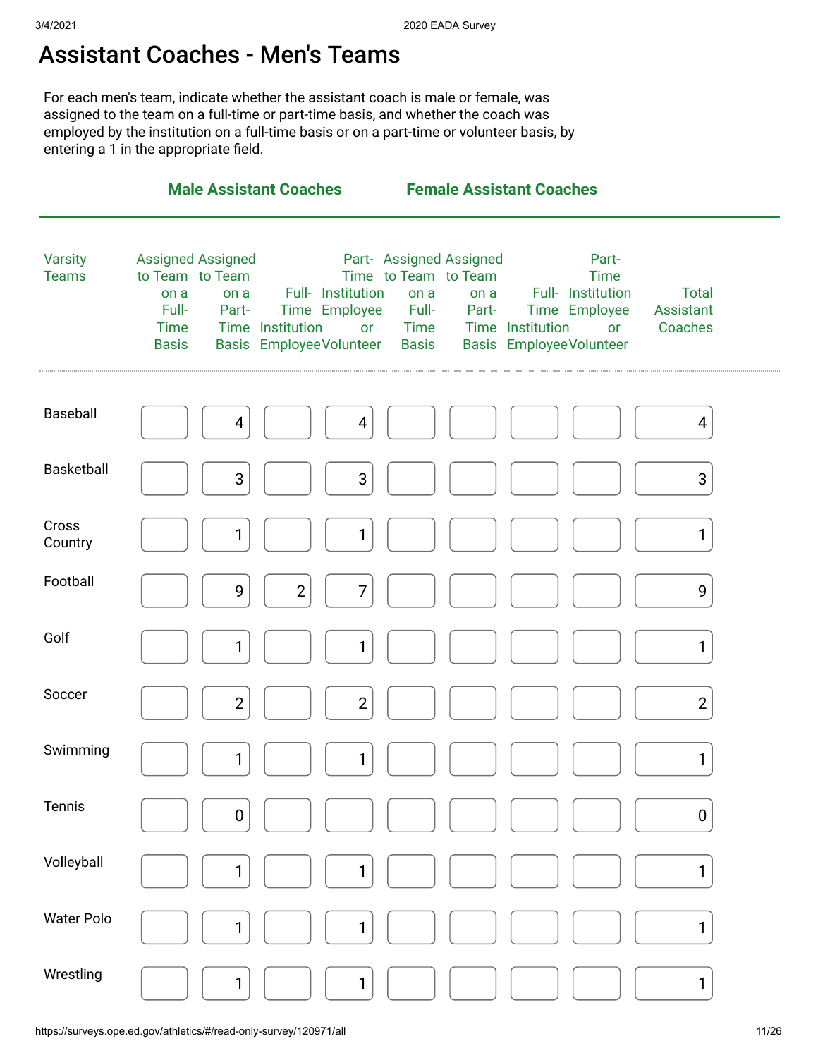# Assistant Coaches - Men's Teams

For each men's team, indicate whether the assistant coach is male or female, was assigned to the team on a full-time or part-time basis, and whether the coach was employed by the institution on a full-time basis or on a part-time or volunteer basis, by entering a 1 in the appropriate field.

| Varsity Teams | Male Assistant Coaches | | | | Female Assistant Coaches | | | | |
|---|---|---|---|---|---|---|---|---|---|
| | Assigned to Team on a Full-Time Basis | Assigned to Team on a Part-Time Basis | Full-Time Institution Employee | Part-Time Institution Employee or Volunteer | Assigned to Team on a Full-Time Basis | Assigned to Team on a Part-Time Basis | Full-Time Institution Employee | Part-Time Institution Employee or Volunteer | Total Assistant Coaches |
| Baseball | | 4 | | 4 | | | | | 4 |
| Basketball | | 3 | | 3 | | | | | 3 |
| Cross Country | | 1 | | 1 | | | | | 1 |
| Football | | 9 | 2 | 7 | | | | | 9 |
| Golf | | 1 | | 1 | | | | | 1 |
| Soccer | | 2 | | 2 | | | | | 2 |
| Swimming | | 1 | | 1 | | | | | 1 |
| Tennis | | 0 | | | | | | | 0 |
| Volleyball | | 1 | | 1 | | | | | 1 |
| Water Polo | | 1 | | 1 | | | | | 1 |
| Wrestling | | 1 | | 1 | | | | | 1 |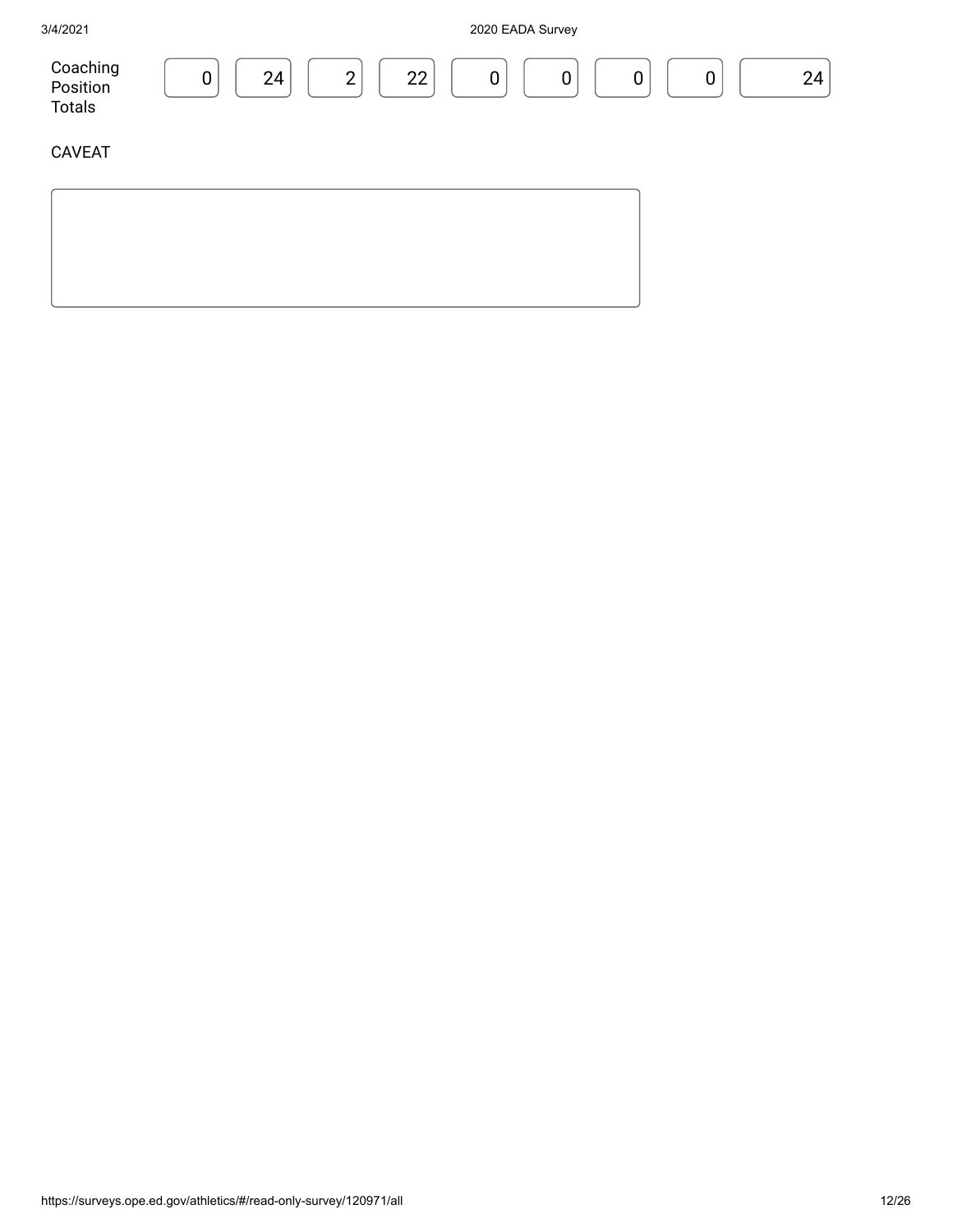| Coaching Position Totals | 0 | 24 | 2 | 22 | 0 | 0 | 0 | 0 | 24 |
| --- | --- | --- | --- | --- | --- | --- | --- | --- | --- |

CAVEAT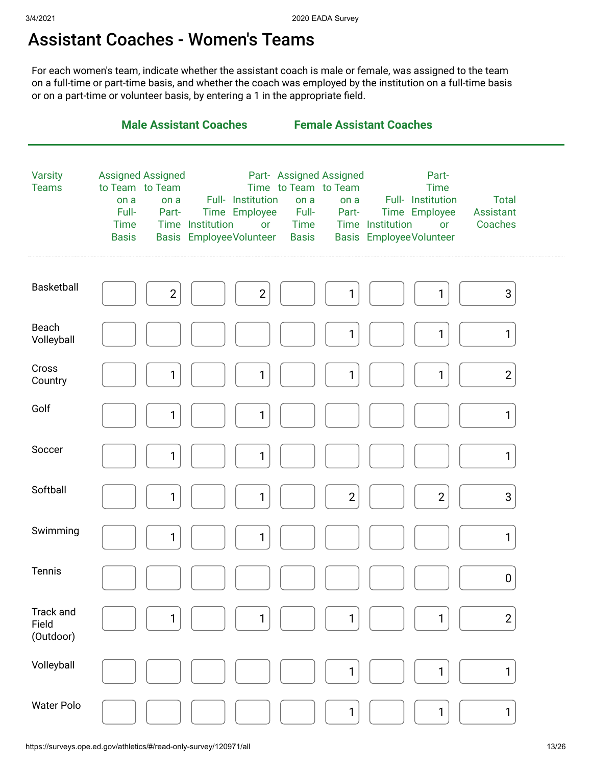# Assistant Coaches - Women's Teams

For each women's team, indicate whether the assistant coach is male or female, was assigned to the team on a full-time or part-time basis, and whether the coach was employed by the institution on a full-time basis or on a part-time or volunteer basis, by entering a 1 in the appropriate field.

| | Male Assistant Coaches | | | | Female Assistant Coaches | | | | |
|---|---|---|---|---|---|---|---|---|---|
| Varsity Teams | Assigned to Team on a Full-Time Basis | Assigned to Team on a Part-Time Basis | Full-Time Institution Employee | Part-Time Institution Employee or Volunteer | Assigned to Team on a Full-Time Basis | Assigned to Team on a Part-Time Basis | Full-Time Institution Employee | Part-Time Institution Employee or Volunteer | Total Assistant Coaches |
| Basketball | | 2 | | 2 | | 1 | | 1 | 3 |
| Beach Volleyball | | | | | | 1 | | 1 | 1 |
| Cross Country | | 1 | | 1 | | 1 | | 1 | 2 |
| Golf | | 1 | | 1 | | | | | 1 |
| Soccer | | 1 | | 1 | | | | | 1 |
| Softball | | 1 | | 1 | | 2 | | 2 | 3 |
| Swimming | | 1 | | 1 | | | | | 1 |
| Tennis | | | | | | | | | 0 |
| Track and Field (Outdoor) | | 1 | | 1 | | 1 | | 1 | 2 |
| Volleyball | | | | | | 1 | | 1 | 1 |
| Water Polo | | | | | | 1 | | 1 | 1 |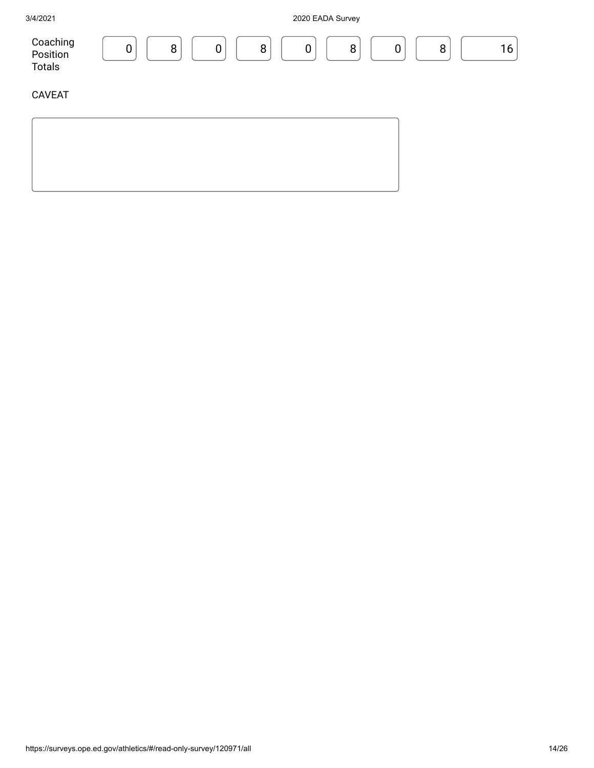| Coaching Position Totals | 0 | 8 | 0 | 8 | 0 | 8 | 0 | 8 | 16 |
|---|---|---|---|---|---|---|---|---|---|

CAVEAT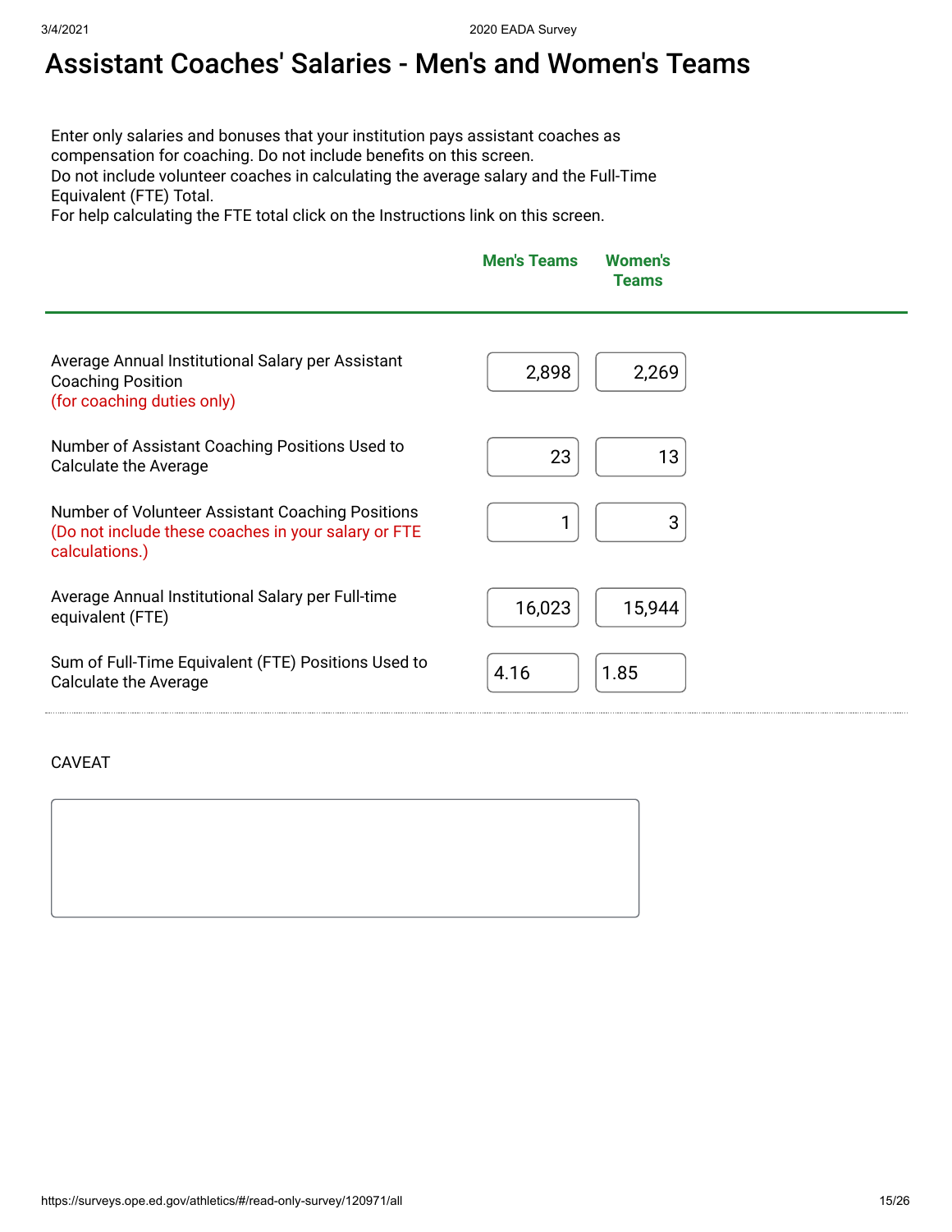# Assistant Coaches' Salaries - Men's and Women's Teams

Enter only salaries and bonuses that your institution pays assistant coaches as compensation for coaching. Do not include benefits on this screen.
Do not include volunteer coaches in calculating the average salary and the Full-Time Equivalent (FTE) Total.
For help calculating the FTE total click on the Instructions link on this screen.

| | Men's Teams | Women's Teams |
|---|---|---|
| Average Annual Institutional Salary per Assistant Coaching Position (for coaching duties only) | 2,898 | 2,269 |
| Number of Assistant Coaching Positions Used to Calculate the Average | 23 | 13 |
| Number of Volunteer Assistant Coaching Positions (Do not include these coaches in your salary or FTE calculations.) | 1 | 3 |
| Average Annual Institutional Salary per Full-time equivalent (FTE) | 16,023 | 15,944 |
| Sum of Full-Time Equivalent (FTE) Positions Used to Calculate the Average | 4.16 | 1.85 |

CAVEAT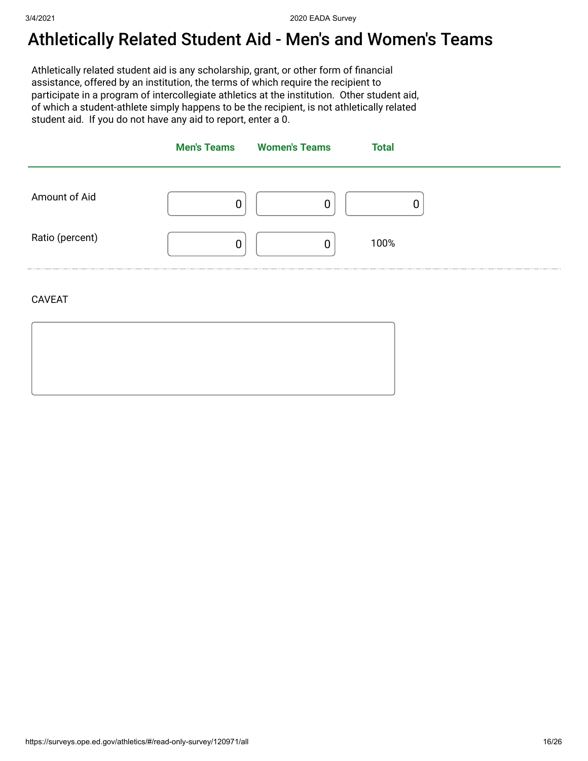# Athletically Related Student Aid - Men's and Women's Teams

Athletically related student aid is any scholarship, grant, or other form of financial assistance, offered by an institution, the terms of which require the recipient to participate in a program of intercollegiate athletics at the institution. Other student aid, of which a student-athlete simply happens to be the recipient, is not athletically related student aid. If you do not have any aid to report, enter a 0.

| | Men's Teams | Women's Teams | Total |
|---|---|---|---|
| Amount of Aid | 0 | 0 | 0 |
| Ratio (percent) | 0 | 0 | 100% |

CAVEAT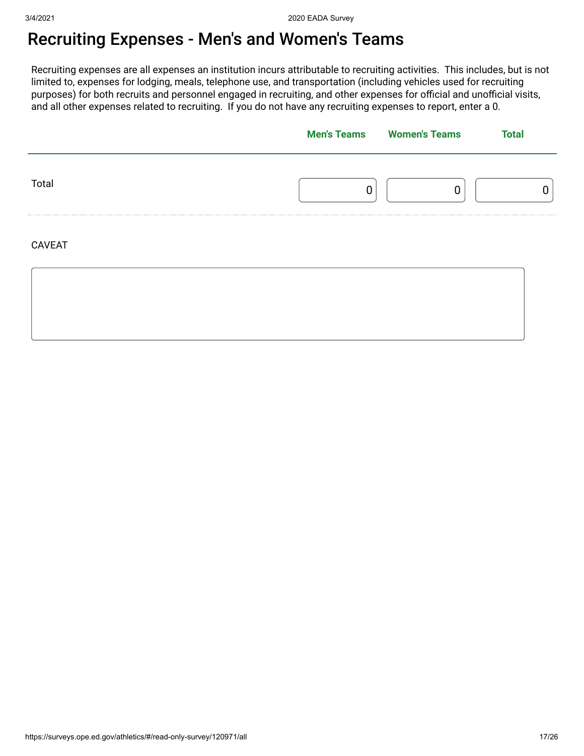# Recruiting Expenses - Men's and Women's Teams

Recruiting expenses are all expenses an institution incurs attributable to recruiting activities. This includes, but is not limited to, expenses for lodging, meals, telephone use, and transportation (including vehicles used for recruiting purposes) for both recruits and personnel engaged in recruiting, and other expenses for official and unofficial visits, and all other expenses related to recruiting. If you do not have any recruiting expenses to report, enter a 0.

| | Men's Teams | Women's Teams | Total |
|---|---|---|---|
| Total | 0 | 0 | 0 |

CAVEAT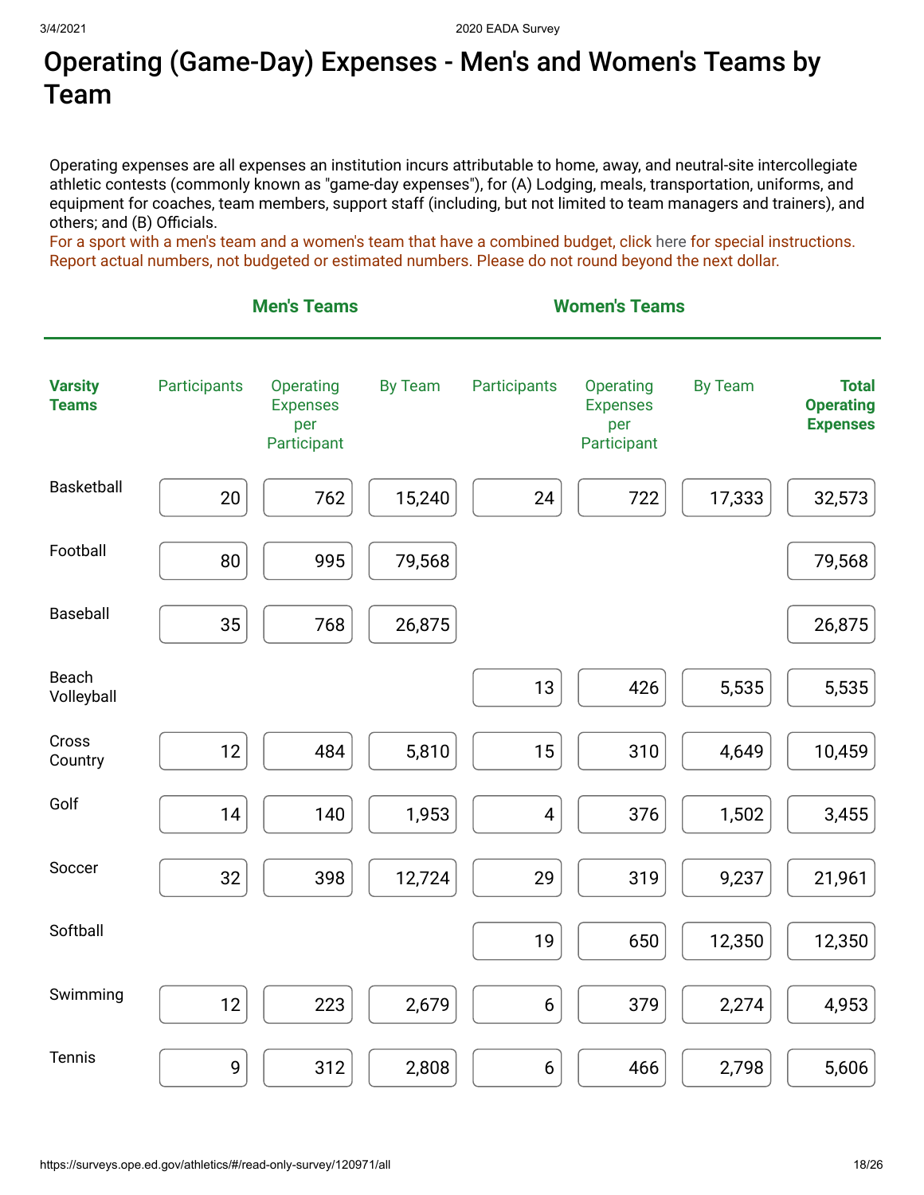# Operating (Game-Day) Expenses - Men's and Women's Teams by Team

Operating expenses are all expenses an institution incurs attributable to home, away, and neutral-site intercollegiate athletic contests (commonly known as "game-day expenses"), for (A) Lodging, meals, transportation, uniforms, and equipment for coaches, team members, support staff (including, but not limited to team managers and trainers), and others; and (B) Officials.

For a sport with a men's team and a women's team that have a combined budget, click here for special instructions.
Report actual numbers, not budgeted or estimated numbers. Please do not round beyond the next dollar.

| Varsity Teams | Men's Teams | | | Women's Teams | | | Total Operating Expenses |
|---|---|---|---|---|---|---|---|
| | Participants | Operating Expenses per Participant | By Team | Participants | Operating Expenses per Participant | By Team | |
| Basketball | 20 | 762 | 15,240 | 24 | 722 | 17,333 | 32,573 |
| Football | 80 | 995 | 79,568 | | | | 79,568 |
| Baseball | 35 | 768 | 26,875 | | | | 26,875 |
| Beach Volleyball | | | | 13 | 426 | 5,535 | 5,535 |
| Cross Country | 12 | 484 | 5,810 | 15 | 310 | 4,649 | 10,459 |
| Golf | 14 | 140 | 1,953 | 4 | 376 | 1,502 | 3,455 |
| Soccer | 32 | 398 | 12,724 | 29 | 319 | 9,237 | 21,961 |
| Softball | | | | 19 | 650 | 12,350 | 12,350 |
| Swimming | 12 | 223 | 2,679 | 6 | 379 | 2,274 | 4,953 |
| Tennis | 9 | 312 | 2,808 | 6 | 466 | 2,798 | 5,606 |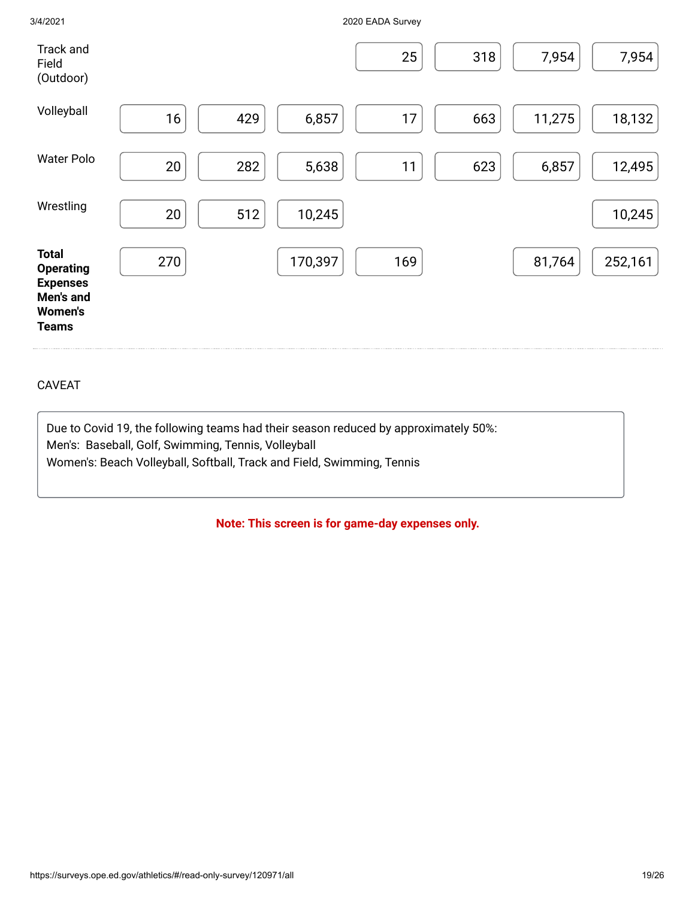| | | | | | | | |
|---|---|---|---|---|---|---|---|
| Track and Field (Outdoor) | | | | 25 | 318 | 7,954 | 7,954 |
| Volleyball | 16 | 429 | 6,857 | 17 | 663 | 11,275 | 18,132 |
| Water Polo | 20 | 282 | 5,638 | 11 | 623 | 6,857 | 12,495 |
| Wrestling | 20 | 512 | 10,245 | | | | 10,245 |
| **Total Operating Expenses Men's and Women's Teams** | 270 | | 170,397 | 169 | | 81,764 | 252,161 |

CAVEAT

Due to Covid 19, the following teams had their season reduced by approximately 50%:
Men's: Baseball, Golf, Swimming, Tennis, Volleyball
Women's: Beach Volleyball, Softball, Track and Field, Swimming, Tennis

**Note: This screen is for game-day expenses only.**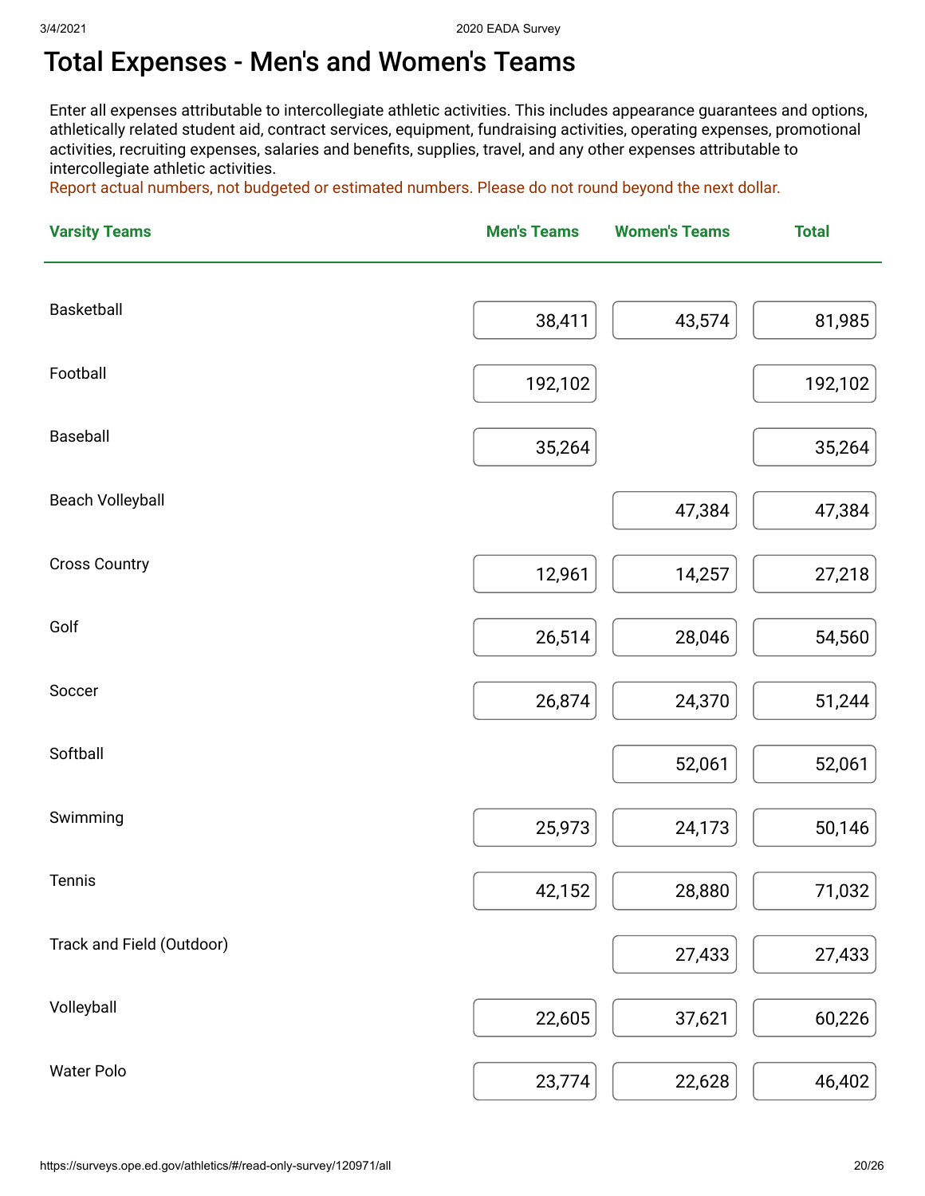# Total Expenses - Men's and Women's Teams

Enter all expenses attributable to intercollegiate athletic activities. This includes appearance guarantees and options, athletically related student aid, contract services, equipment, fundraising activities, operating expenses, promotional activities, recruiting expenses, salaries and benefits, supplies, travel, and any other expenses attributable to intercollegiate athletic activities.

Report actual numbers, not budgeted or estimated numbers. Please do not round beyond the next dollar.

| Varsity Teams | Men's Teams | Women's Teams | Total |
|---|---|---|---|
| Basketball | 38,411 | 43,574 | 81,985 |
| Football | 192,102 | | 192,102 |
| Baseball | 35,264 | | 35,264 |
| Beach Volleyball | | 47,384 | 47,384 |
| Cross Country | 12,961 | 14,257 | 27,218 |
| Golf | 26,514 | 28,046 | 54,560 |
| Soccer | 26,874 | 24,370 | 51,244 |
| Softball | | 52,061 | 52,061 |
| Swimming | 25,973 | 24,173 | 50,146 |
| Tennis | 42,152 | 28,880 | 71,032 |
| Track and Field (Outdoor) | | 27,433 | 27,433 |
| Volleyball | 22,605 | 37,621 | 60,226 |
| Water Polo | 23,774 | 22,628 | 46,402 |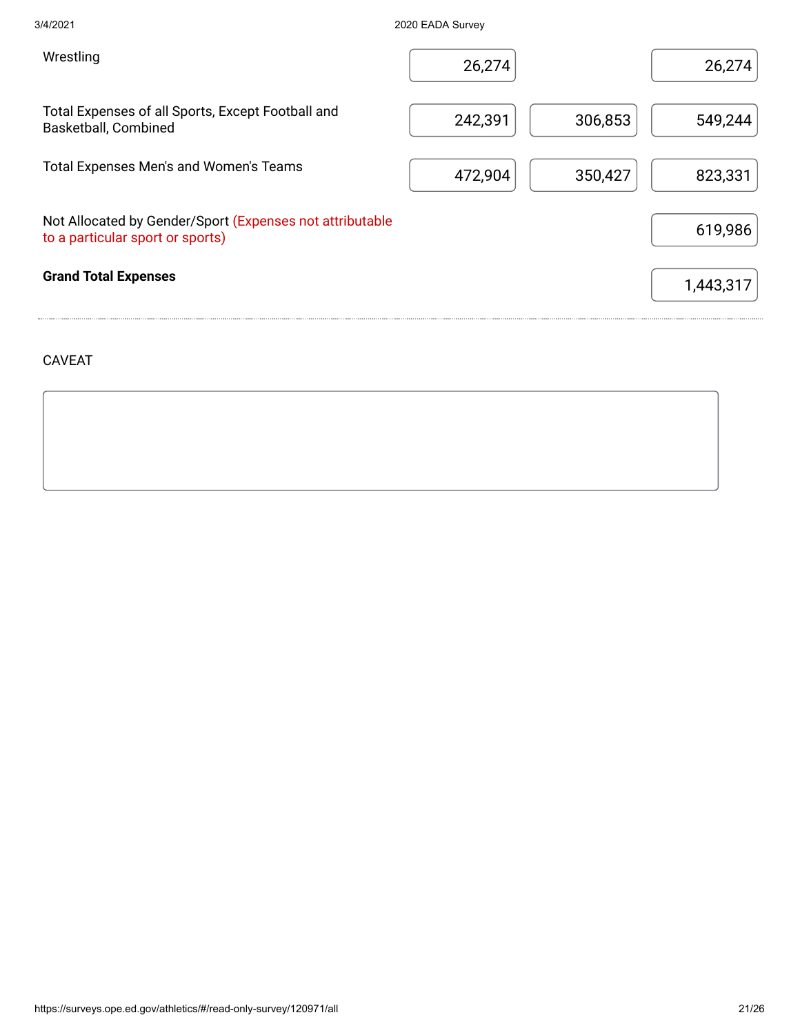| | | | |
|---|---|---|---|
| Wrestling | 26,274 | | 26,274 |
| Total Expenses of all Sports, Except Football and Basketball, Combined | 242,391 | 306,853 | 549,244 |
| Total Expenses Men's and Women's Teams | 472,904 | 350,427 | 823,331 |
| Not Allocated by Gender/Sport (Expenses not attributable to a particular sport or sports) | | | 619,986 |
| **Grand Total Expenses** | | | 1,443,317 |

CAVEAT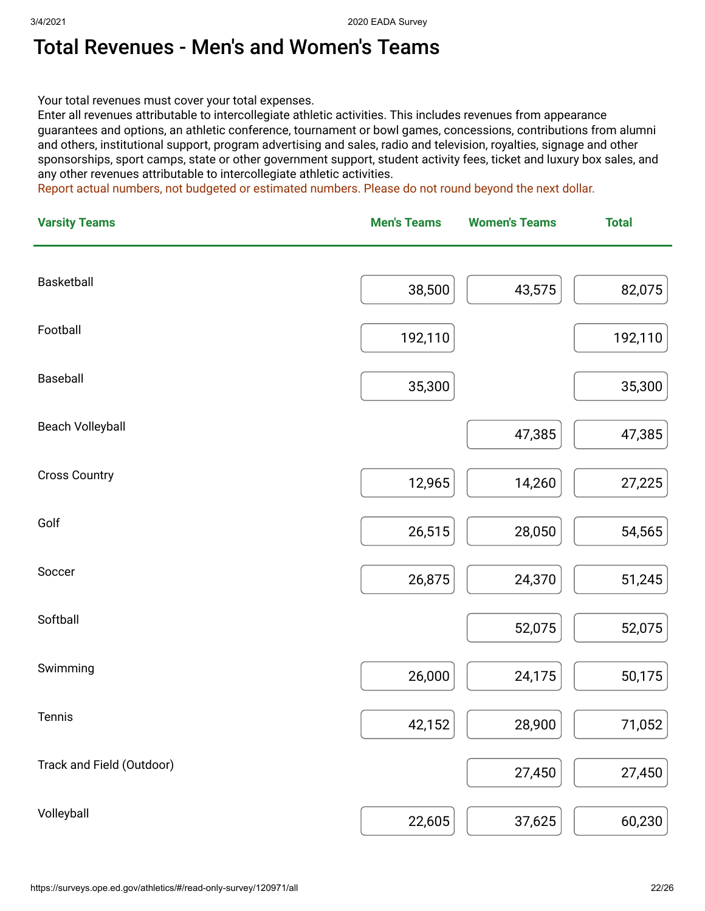# Total Revenues - Men's and Women's Teams

Your total revenues must cover your total expenses.
Enter all revenues attributable to intercollegiate athletic activities. This includes revenues from appearance guarantees and options, an athletic conference, tournament or bowl games, concessions, contributions from alumni and others, institutional support, program advertising and sales, radio and television, royalties, signage and other sponsorships, sport camps, state or other government support, student activity fees, ticket and luxury box sales, and any other revenues attributable to intercollegiate athletic activities.
Report actual numbers, not budgeted or estimated numbers. Please do not round beyond the next dollar.

| Varsity Teams | Men's Teams | Women's Teams | Total |
|---|---|---|---|
| Basketball | 38,500 | 43,575 | 82,075 |
| Football | 192,110 | | 192,110 |
| Baseball | 35,300 | | 35,300 |
| Beach Volleyball | | 47,385 | 47,385 |
| Cross Country | 12,965 | 14,260 | 27,225 |
| Golf | 26,515 | 28,050 | 54,565 |
| Soccer | 26,875 | 24,370 | 51,245 |
| Softball | | 52,075 | 52,075 |
| Swimming | 26,000 | 24,175 | 50,175 |
| Tennis | 42,152 | 28,900 | 71,052 |
| Track and Field (Outdoor) | | 27,450 | 27,450 |
| Volleyball | 22,605 | 37,625 | 60,230 |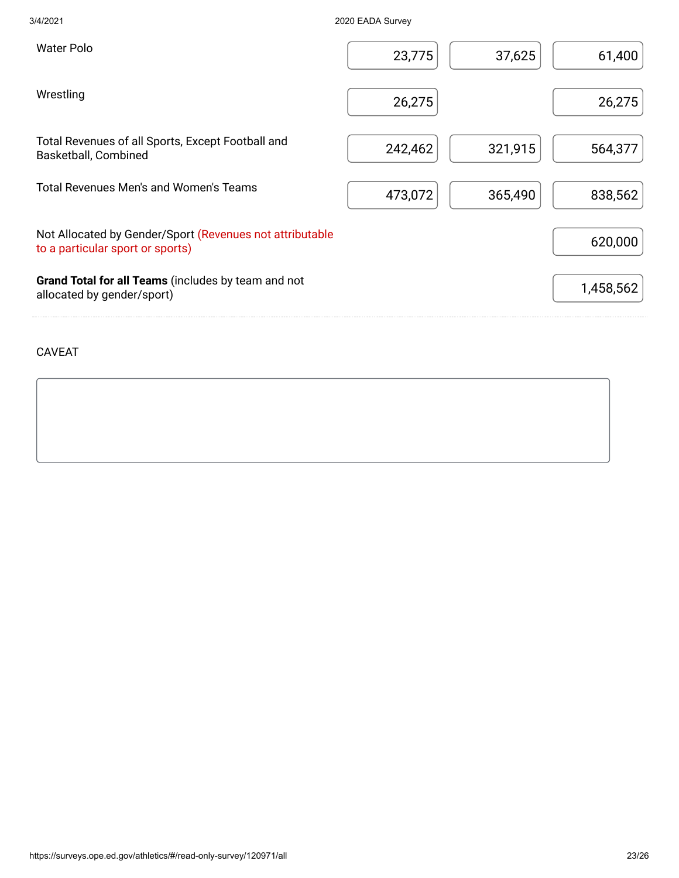| | | | |
|---|---|---|---|
| Water Polo | 23,775 | 37,625 | 61,400 |
| Wrestling | 26,275 | | 26,275 |
| Total Revenues of all Sports, Except Football and Basketball, Combined | 242,462 | 321,915 | 564,377 |
| Total Revenues Men's and Women's Teams | 473,072 | 365,490 | 838,562 |
| Not Allocated by Gender/Sport (Revenues not attributable to a particular sport or sports) | | | 620,000 |
| **Grand Total for all Teams** (includes by team and not allocated by gender/sport) | | | 1,458,562 |

CAVEAT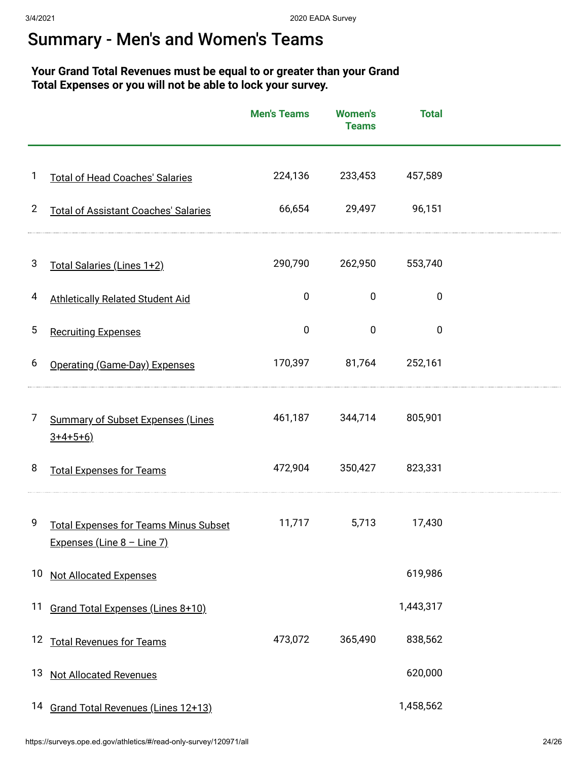# Summary - Men's and Women's Teams

**Your Grand Total Revenues must be equal to or greater than your Grand Total Expenses or you will not be able to lock your survey.**

| | | Men's Teams | Women's Teams | Total |
|---|---|---|---|---|
| 1 | Total of Head Coaches' Salaries | 224,136 | 233,453 | 457,589 |
| 2 | Total of Assistant Coaches' Salaries | 66,654 | 29,497 | 96,151 |
| 3 | Total Salaries (Lines 1+2) | 290,790 | 262,950 | 553,740 |
| 4 | Athletically Related Student Aid | 0 | 0 | 0 |
| 5 | Recruiting Expenses | 0 | 0 | 0 |
| 6 | Operating (Game-Day) Expenses | 170,397 | 81,764 | 252,161 |
| 7 | Summary of Subset Expenses (Lines 3+4+5+6) | 461,187 | 344,714 | 805,901 |
| 8 | Total Expenses for Teams | 472,904 | 350,427 | 823,331 |
| 9 | Total Expenses for Teams Minus Subset Expenses (Line 8 – Line 7) | 11,717 | 5,713 | 17,430 |
| 10 | Not Allocated Expenses | | | 619,986 |
| 11 | Grand Total Expenses (Lines 8+10) | | | 1,443,317 |
| 12 | Total Revenues for Teams | 473,072 | 365,490 | 838,562 |
| 13 | Not Allocated Revenues | | | 620,000 |
| 14 | Grand Total Revenues (Lines 12+13) | | | 1,458,562 |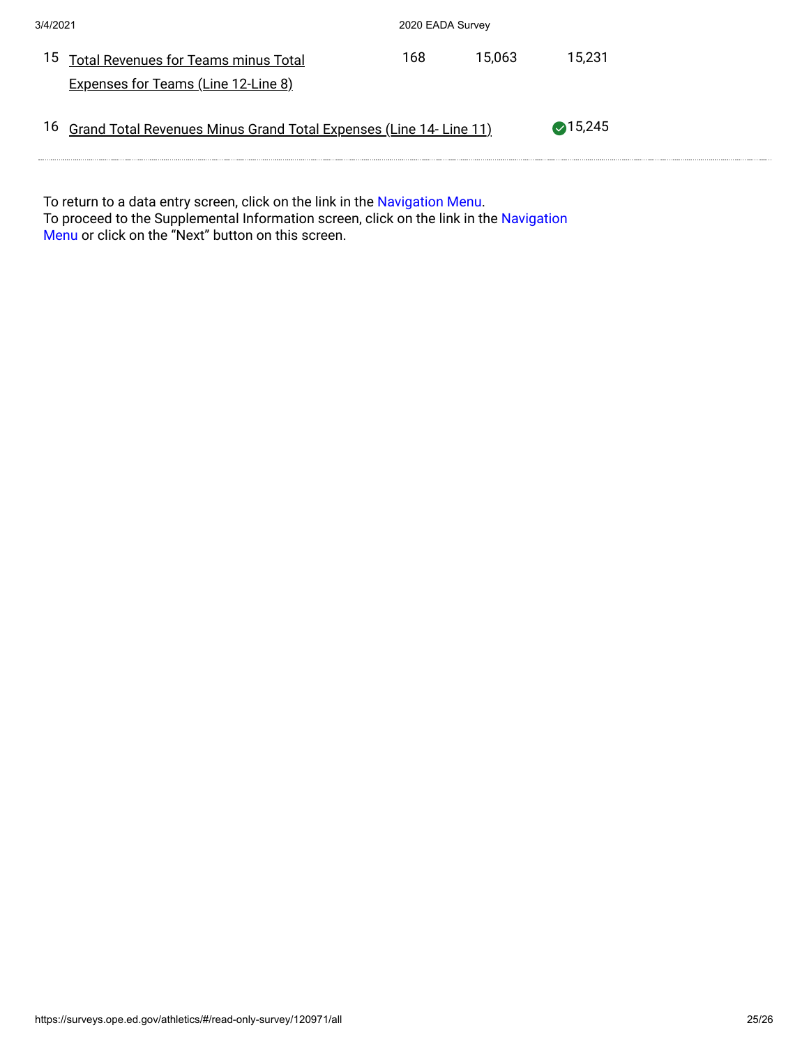| | | | | |
|---|---|---|---|---|
| 15 | Total Revenues for Teams minus Total Expenses for Teams (Line 12-Line 8) | 168 | 15,063 | 15,231 |
| 16 | Grand Total Revenues Minus Grand Total Expenses (Line 14- Line 11) | | | 15,245 |

To return to a data entry screen, click on the link in the Navigation Menu.
To proceed to the Supplemental Information screen, click on the link in the Navigation Menu or click on the "Next" button on this screen.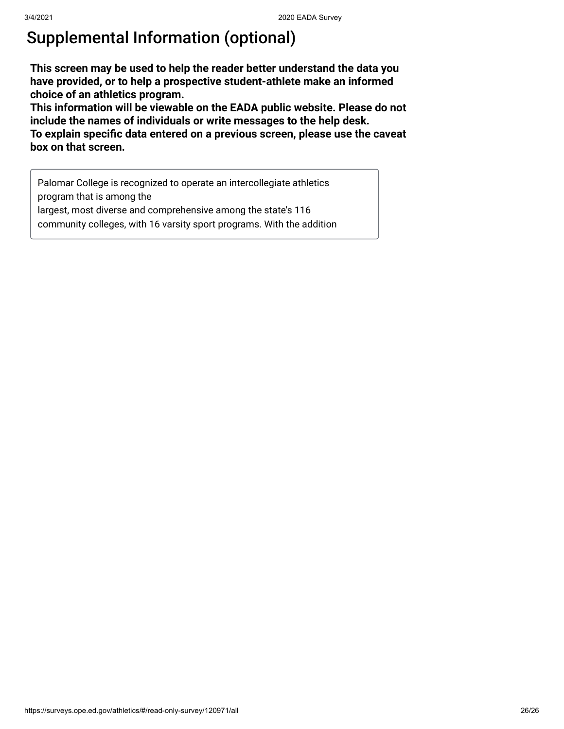# Supplemental Information (optional)

**This screen may be used to help the reader better understand the data you have provided, or to help a prospective student-athlete make an informed choice of an athletics program.**
**This information will be viewable on the EADA public website. Please do not include the names of individuals or write messages to the help desk.**
**To explain specific data entered on a previous screen, please use the caveat box on that screen.**

Palomar College is recognized to operate an intercollegiate athletics program that is among the
largest, most diverse and comprehensive among the state's 116 community colleges, with 16 varsity sport programs. With the addition